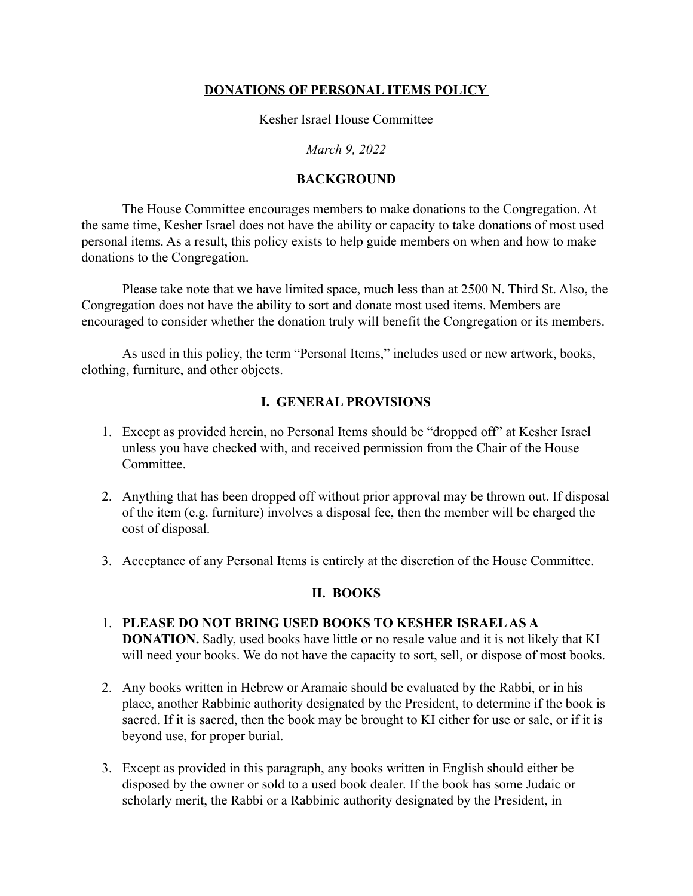# DONATIONS OF PERSONAL ITEMS POLICY

Kesher Israel House Committee

*March 9, 2022*

## BACKGROUND

The House Committee encourages members to make donations to the Congregation. At the same time, Kesher Israel does not have the ability or capacity to take donations of most used personal items. As a result, this policy exists to help guide members on when and how to make donations to the Congregation.

Please take note that we have limited space, much less than at 2500 N. Third St. Also, the Congregation does not have the ability to sort and donate most used items. Members are encouraged to consider whether the donation truly will benefit the Congregation or its members.

As used in this policy, the term "Personal Items," includes used or new artwork, books, clothing, furniture, and other objects.

## I. GENERAL PROVISIONS

1. Except as provided herein, no Personal Items should be "dropped off" at Kesher Israel unless you have checked with, and received permission from the Chair of the House Committee.

2. Anything that has been dropped off without prior approval may be thrown out. If disposal of the item (e.g. furniture) involves a disposal fee, then the member will be charged the cost of disposal.

3. Acceptance of any Personal Items is entirely at the discretion of the House Committee.

## II. BOOKS

1. **PLEASE DO NOT BRING USED BOOKS TO KESHER ISRAEL AS A DONATION.** Sadly, used books have little or no resale value and it is not likely that KI will need your books. We do not have the capacity to sort, sell, or dispose of most books.

2. Any books written in Hebrew or Aramaic should be evaluated by the Rabbi, or in his place, another Rabbinic authority designated by the President, to determine if the book is sacred. If it is sacred, then the book may be brought to KI either for use or sale, or if it is beyond use, for proper burial.

3. Except as provided in this paragraph, any books written in English should either be disposed by the owner or sold to a used book dealer. If the book has some Judaic or scholarly merit, the Rabbi or a Rabbinic authority designated by the President, in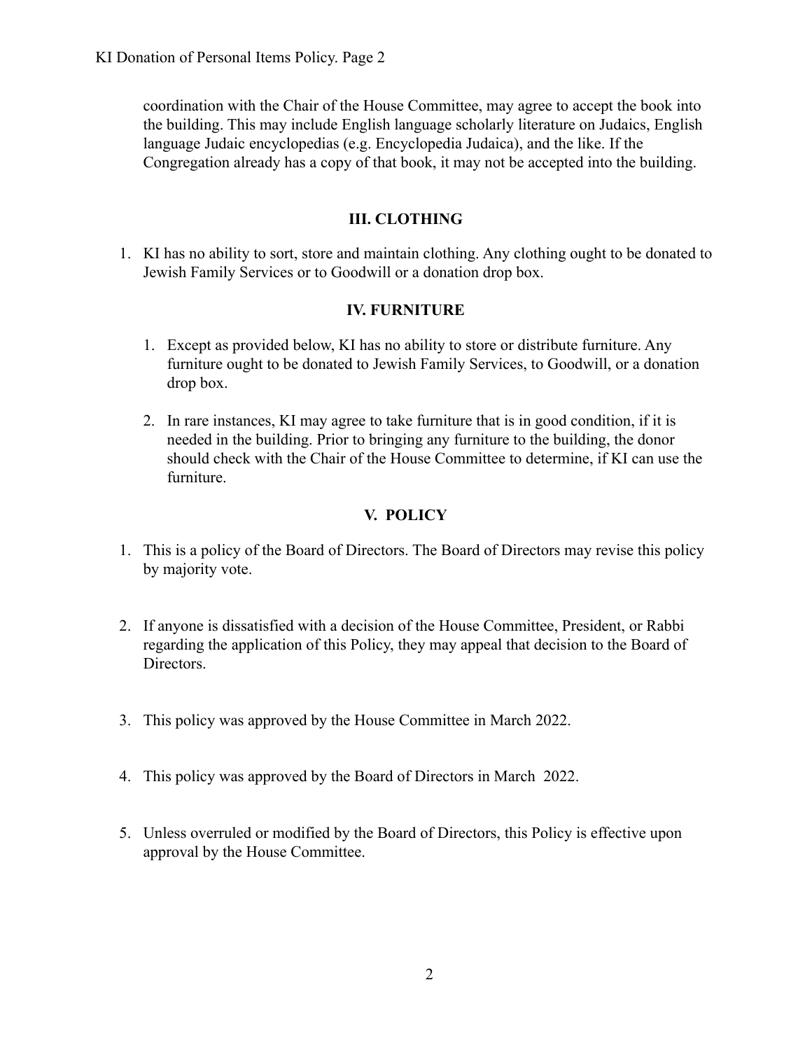coordination with the Chair of the House Committee, may agree to accept the book into the building. This may include English language scholarly literature on Judaics, English language Judaic encyclopedias (e.g. Encyclopedia Judaica), and the like. If the Congregation already has a copy of that book, it may not be accepted into the building.

## III. CLOTHING

1. KI has no ability to sort, store and maintain clothing. Any clothing ought to be donated to Jewish Family Services or to Goodwill or a donation drop box.

## IV. FURNITURE

1. Except as provided below, KI has no ability to store or distribute furniture. Any furniture ought to be donated to Jewish Family Services, to Goodwill, or a donation drop box.

2. In rare instances, KI may agree to take furniture that is in good condition, if it is needed in the building. Prior to bringing any furniture to the building, the donor should check with the Chair of the House Committee to determine, if KI can use the furniture.

## V. POLICY

1. This is a policy of the Board of Directors. The Board of Directors may revise this policy by majority vote.

2. If anyone is dissatisfied with a decision of the House Committee, President, or Rabbi regarding the application of this Policy, they may appeal that decision to the Board of Directors.

3. This policy was approved by the House Committee in March 2022.

4. This policy was approved by the Board of Directors in March 2022.

5. Unless overruled or modified by the Board of Directors, this Policy is effective upon approval by the House Committee.